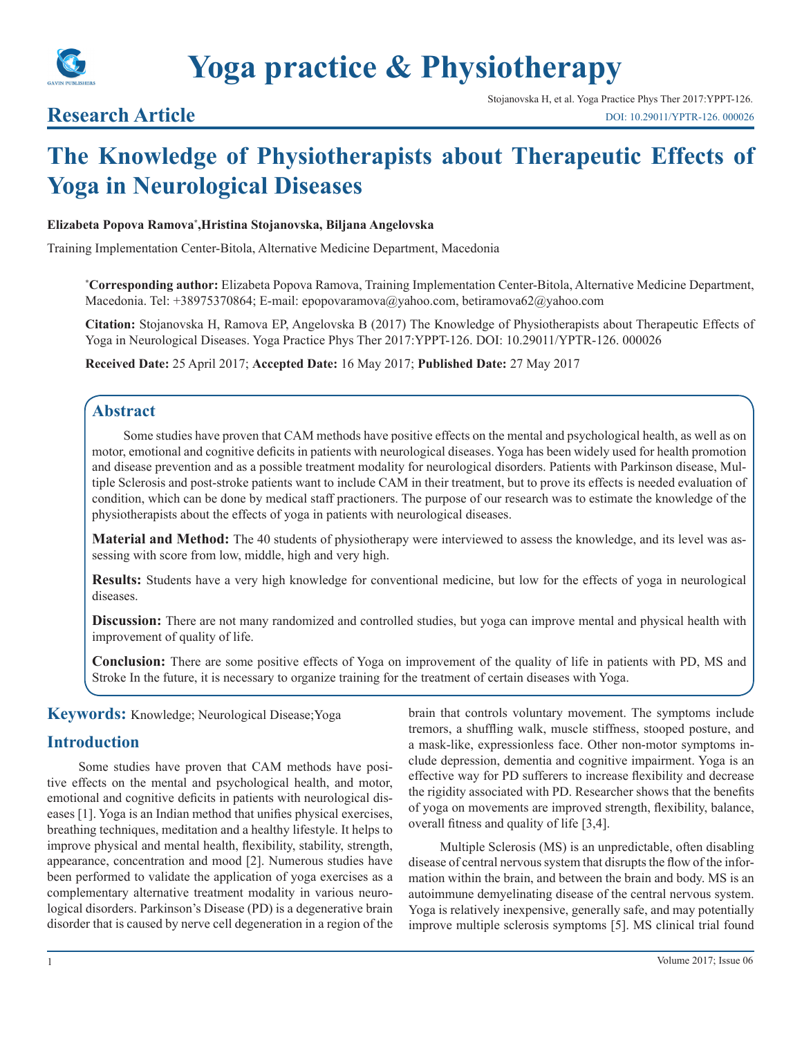# Yoga practice & Physiotherapy

## Research Article

# The Knowledge of Physiotherapists about Therapeutic Effects of Yoga in Neurological Diseases

**Elizabeta Popova Ramova*,Hristina Stojanovska, Biljana Angelovska**

Training Implementation Center-Bitola, Alternative Medicine Department, Macedonia

***Corresponding author:** Elizabeta Popova Ramova, Training Implementation Center-Bitola, Alternative Medicine Department, Macedonia. Tel: +38975370864; E-mail: epopovaramova@yahoo.com, betiramova62@yahoo.com

**Citation:** Stojanovska H, Ramova EP, Angelovska B (2017) The Knowledge of Physiotherapists about Therapeutic Effects of Yoga in Neurological Diseases. Yoga Practice Phys Ther 2017:YPPT-126. DOI: 10.29011/YPTR-126. 000026

**Received Date:** 25 April 2017; **Accepted Date:** 16 May 2017; **Published Date:** 27 May 2017

## Abstract

Some studies have proven that CAM methods have positive effects on the mental and psychological health, as well as on motor, emotional and cognitive deficits in patients with neurological diseases. Yoga has been widely used for health promotion and disease prevention and as a possible treatment modality for neurological disorders. Patients with Parkinson disease, Multiple Sclerosis and post-stroke patients want to include CAM in their treatment, but to prove its effects is needed evaluation of condition, which can be done by medical staff practioners. The purpose of our research was to estimate the knowledge of the physiotherapists about the effects of yoga in patients with neurological diseases.

**Material and Method:** The 40 students of physiotherapy were interviewed to assess the knowledge, and its level was assessing with score from low, middle, high and very high.

**Results:** Students have a very high knowledge for conventional medicine, but low for the effects of yoga in neurological diseases.

**Discussion:** There are not many randomized and controlled studies, but yoga can improve mental and physical health with improvement of quality of life.

**Conclusion:** There are some positive effects of Yoga on improvement of the quality of life in patients with PD, MS and Stroke In the future, it is necessary to organize training for the treatment of certain diseases with Yoga.

**Keywords:** Knowledge; Neurological Disease;Yoga

## Introduction

Some studies have proven that CAM methods have positive effects on the mental and psychological health, and motor, emotional and cognitive deficits in patients with neurological diseases [1]. Yoga is an Indian method that unifies physical exercises, breathing techniques, meditation and a healthy lifestyle. It helps to improve physical and mental health, flexibility, stability, strength, appearance, concentration and mood [2]. Numerous studies have been performed to validate the application of yoga exercises as a complementary alternative treatment modality in various neurological disorders. Parkinson's Disease (PD) is a degenerative brain disorder that is caused by nerve cell degeneration in a region of the brain that controls voluntary movement. The symptoms include tremors, a shuffling walk, muscle stiffness, stooped posture, and a mask-like, expressionless face. Other non-motor symptoms include depression, dementia and cognitive impairment. Yoga is an effective way for PD sufferers to increase flexibility and decrease the rigidity associated with PD. Researcher shows that the benefits of yoga on movements are improved strength, flexibility, balance, overall fitness and quality of life [3,4].

Multiple Sclerosis (MS) is an unpredictable, often disabling disease of central nervous system that disrupts the flow of the information within the brain, and between the brain and body. MS is an autoimmune demyelinating disease of the central nervous system. Yoga is relatively inexpensive, generally safe, and may potentially improve multiple sclerosis symptoms [5]. MS clinical trial found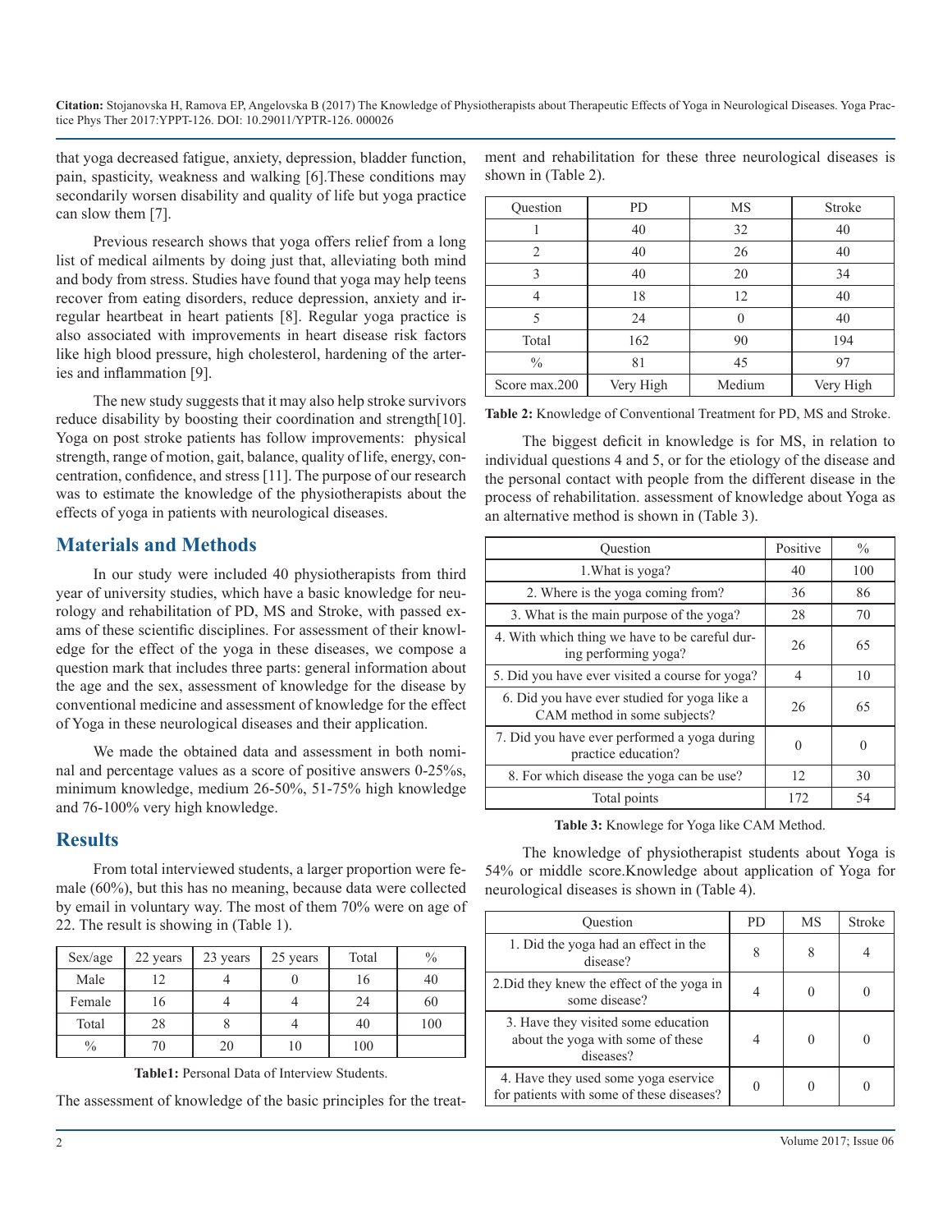that yoga decreased fatigue, anxiety, depression, bladder function, pain, spasticity, weakness and walking [6].These conditions may secondarily worsen disability and quality of life but yoga practice can slow them [7].

Previous research shows that yoga offers relief from a long list of medical ailments by doing just that, alleviating both mind and body from stress. Studies have found that yoga may help teens recover from eating disorders, reduce depression, anxiety and irregular heartbeat in heart patients [8]. Regular yoga practice is also associated with improvements in heart disease risk factors like high blood pressure, high cholesterol, hardening of the arteries and inflammation [9].

The new study suggests that it may also help stroke survivors reduce disability by boosting their coordination and strength[10]. Yoga on post stroke patients has follow improvements: physical strength, range of motion, gait, balance, quality of life, energy, concentration, confidence, and stress [11]. The purpose of our research was to estimate the knowledge of the physiotherapists about the effects of yoga in patients with neurological diseases.

## Materials and Methods

In our study were included 40 physiotherapists from third year of university studies, which have a basic knowledge for neurology and rehabilitation of PD, MS and Stroke, with passed exams of these scientific disciplines. For assessment of their knowledge for the effect of the yoga in these diseases, we compose a question mark that includes three parts: general information about the age and the sex, assessment of knowledge for the disease by conventional medicine and assessment of knowledge for the effect of Yoga in these neurological diseases and their application.

We made the obtained data and assessment in both nominal and percentage values as a score of positive answers 0-25%s, minimum knowledge, medium 26-50%, 51-75% high knowledge and 76-100% very high knowledge.

## Results

From total interviewed students, a larger proportion were female (60%), but this has no meaning, because data were collected by email in voluntary way. The most of them 70% were on age of 22. The result is showing in (Table 1).

| Sex/age | 22 years | 23 years | 25 years | Total | % |
|---|---|---|---|---|---|
| Male | 12 | 4 | 0 | 16 | 40 |
| Female | 16 | 4 | 4 | 24 | 60 |
| Total | 28 | 8 | 4 | 40 | 100 |
| % | 70 | 20 | 10 | 100 | |

**Table1:** Personal Data of Interview Students.

The assessment of knowledge of the basic principles for the treatment and rehabilitation for these three neurological diseases is shown in (Table 2).

| Question | PD | MS | Stroke |
|---|---|---|---|
| 1 | 40 | 32 | 40 |
| 2 | 40 | 26 | 40 |
| 3 | 40 | 20 | 34 |
| 4 | 18 | 12 | 40 |
| 5 | 24 | 0 | 40 |
| Total | 162 | 90 | 194 |
| % | 81 | 45 | 97 |
| Score max.200 | Very High | Medium | Very High |

**Table 2:** Knowledge of Conventional Treatment for PD, MS and Stroke.

The biggest deficit in knowledge is for MS, in relation to individual questions 4 and 5, or for the etiology of the disease and the personal contact with people from the different disease in the process of rehabilitation. assessment of knowledge about Yoga as an alternative method is shown in (Table 3).

| Question | Positive | % |
|---|---|---|
| 1.What is yoga? | 40 | 100 |
| 2. Where is the yoga coming from? | 36 | 86 |
| 3. What is the main purpose of the yoga? | 28 | 70 |
| 4. With which thing we have to be careful during performing yoga? | 26 | 65 |
| 5. Did you have ever visited a course for yoga? | 4 | 10 |
| 6. Did you have ever studied for yoga like a CAM method in some subjects? | 26 | 65 |
| 7. Did you have ever performed a yoga during practice education? | 0 | 0 |
| 8. For which disease the yoga can be use? | 12 | 30 |
| Total points | 172 | 54 |

**Table 3:** Knowlege for Yoga like CAM Method.

The knowledge of physiotherapist students about Yoga is 54% or middle score.Knowledge about application of Yoga for neurological diseases is shown in (Table 4).

| Question | PD | MS | Stroke |
|---|---|---|---|
| 1. Did the yoga had an effect in the disease? | 8 | 8 | 4 |
| 2.Did they knew the effect of the yoga in some disease? | 4 | 0 | 0 |
| 3. Have they visited some education about the yoga with some of these diseases? | 4 | 0 | 0 |
| 4. Have they used some yoga eservice for patients with some of these diseases? | 0 | 0 | 0 |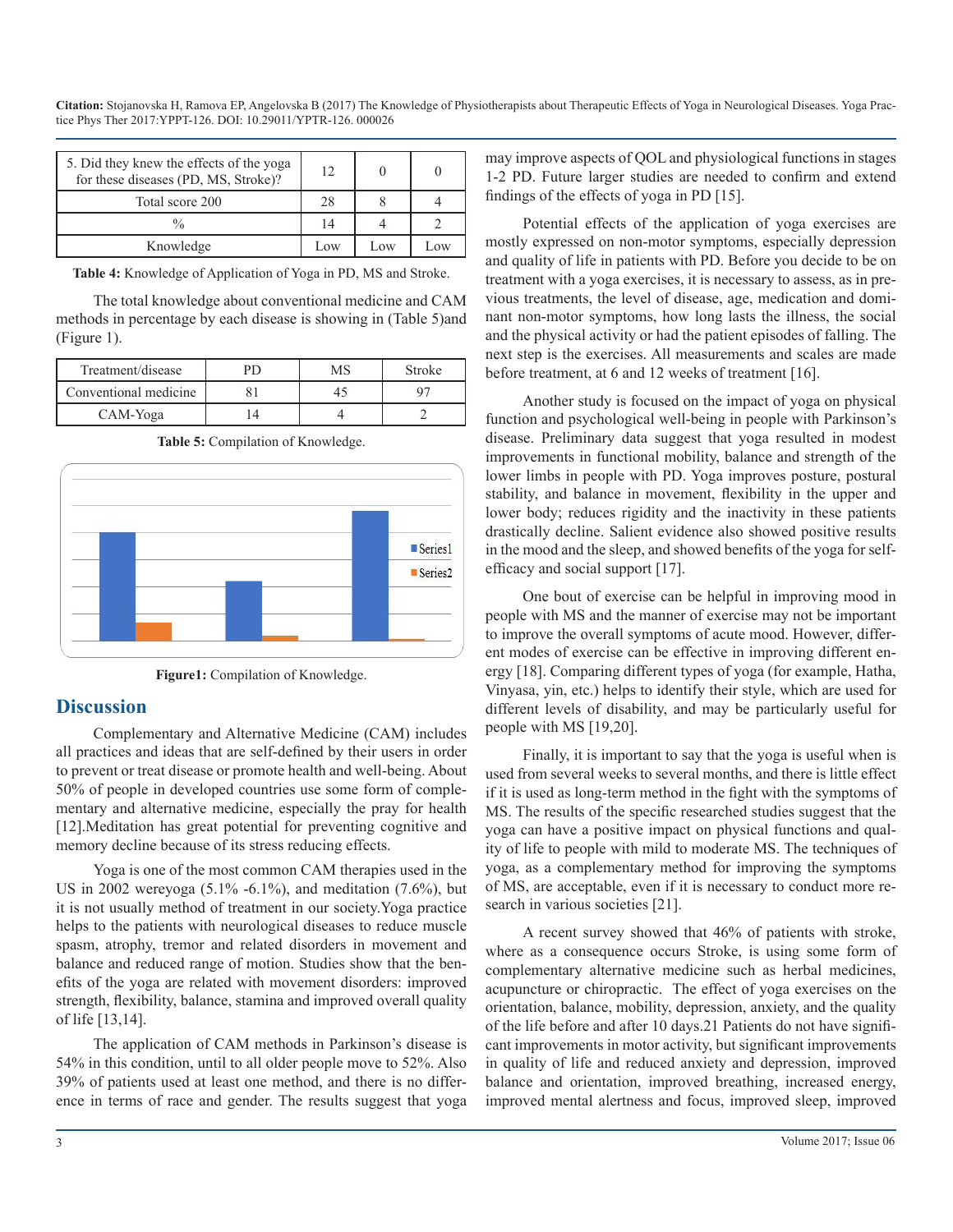| 5. Did they knew the effects of the yoga for these diseases (PD, MS, Stroke)? | 12 | 0 | 0 |
|---|---|---|---|
| Total score 200 | 28 | 8 | 4 |
| % | 14 | 4 | 2 |
| Knowledge | Low | Low | Low |

**Table 4:** Knowledge of Application of Yoga in PD, MS and Stroke.

The total knowledge about conventional medicine and CAM methods in percentage by each disease is showing in (Table 5)and (Figure 1).

| Treatment/disease | PD | MS | Stroke |
|---|---|---|---|
| Conventional medicine | 81 | 45 | 97 |
| CAM-Yoga | 14 | 4 | 2 |

**Table 5:** Compilation of Knowledge.

**Figure1:** Compilation of Knowledge.

## Discussion

Complementary and Alternative Medicine (CAM) includes all practices and ideas that are self-defined by their users in order to prevent or treat disease or promote health and well-being. About 50% of people in developed countries use some form of complementary and alternative medicine, especially the pray for health [12].Meditation has great potential for preventing cognitive and memory decline because of its stress reducing effects.

Yoga is one of the most common CAM therapies used in the US in 2002 wereyoga (5.1% -6.1%), and meditation (7.6%), but it is not usually method of treatment in our society.Yoga practice helps to the patients with neurological diseases to reduce muscle spasm, atrophy, tremor and related disorders in movement and balance and reduced range of motion. Studies show that the benefits of the yoga are related with movement disorders: improved strength, flexibility, balance, stamina and improved overall quality of life [13,14].

The application of CAM methods in Parkinson's disease is 54% in this condition, until to all older people move to 52%. Also 39% of patients used at least one method, and there is no difference in terms of race and gender. The results suggest that yoga may improve aspects of QOL and physiological functions in stages 1-2 PD. Future larger studies are needed to confirm and extend findings of the effects of yoga in PD [15].

Potential effects of the application of yoga exercises are mostly expressed on non-motor symptoms, especially depression and quality of life in patients with PD. Before you decide to be on treatment with a yoga exercises, it is necessary to assess, as in previous treatments, the level of disease, age, medication and dominant non-motor symptoms, how long lasts the illness, the social and the physical activity or had the patient episodes of falling. The next step is the exercises. All measurements and scales are made before treatment, at 6 and 12 weeks of treatment [16].

Another study is focused on the impact of yoga on physical function and psychological well-being in people with Parkinson's disease. Preliminary data suggest that yoga resulted in modest improvements in functional mobility, balance and strength of the lower limbs in people with PD. Yoga improves posture, postural stability, and balance in movement, flexibility in the upper and lower body; reduces rigidity and the inactivity in these patients drastically decline. Salient evidence also showed positive results in the mood and the sleep, and showed benefits of the yoga for self-efficacy and social support [17].

One bout of exercise can be helpful in improving mood in people with MS and the manner of exercise may not be important to improve the overall symptoms of acute mood. However, different modes of exercise can be effective in improving different energy [18]. Comparing different types of yoga (for example, Hatha, Vinyasa, yin, etc.) helps to identify their style, which are used for different levels of disability, and may be particularly useful for people with MS [19,20].

Finally, it is important to say that the yoga is useful when is used from several weeks to several months, and there is little effect if it is used as long-term method in the fight with the symptoms of MS. The results of the specific researched studies suggest that the yoga can have a positive impact on physical functions and quality of life to people with mild to moderate MS. The techniques of yoga, as a complementary method for improving the symptoms of MS, are acceptable, even if it is necessary to conduct more research in various societies [21].

A recent survey showed that 46% of patients with stroke, where as a consequence occurs Stroke, is using some form of complementary alternative medicine such as herbal medicines, acupuncture or chiropractic. The effect of yoga exercises on the orientation, balance, mobility, depression, anxiety, and the quality of the life before and after 10 days.21 Patients do not have significant improvements in motor activity, but significant improvements in quality of life and reduced anxiety and depression, improved balance and orientation, improved breathing, increased energy, improved mental alertness and focus, improved sleep, improved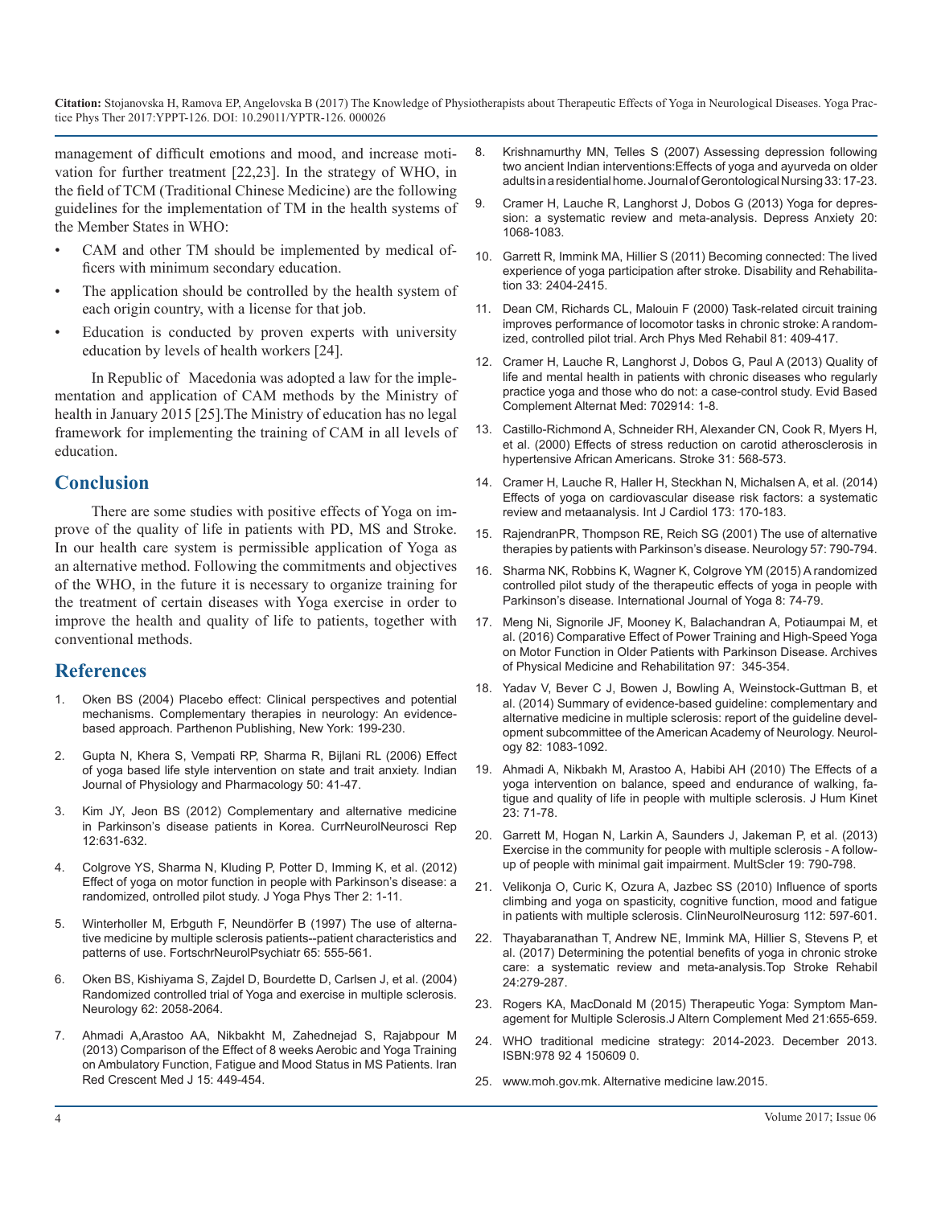management of difficult emotions and mood, and increase motivation for further treatment [22,23]. In the strategy of WHO, in the field of TCM (Traditional Chinese Medicine) are the following guidelines for the implementation of TM in the health systems of the Member States in WHO:

- CAM and other TM should be implemented by medical officers with minimum secondary education.
- The application should be controlled by the health system of each origin country, with a license for that job.
- Education is conducted by proven experts with university education by levels of health workers [24].

In Republic of Macedonia was adopted a law for the implementation and application of CAM methods by the Ministry of health in January 2015 [25].The Ministry of education has no legal framework for implementing the training of CAM in all levels of education.

## Conclusion

There are some studies with positive effects of Yoga on improve of the quality of life in patients with PD, MS and Stroke. In our health care system is permissible application of Yoga as an alternative method. Following the commitments and objectives of the WHO, in the future it is necessary to organize training for the treatment of certain diseases with Yoga exercise in order to improve the health and quality of life to patients, together with conventional methods.

## References

1. Oken BS (2004) Placebo effect: Clinical perspectives and potential mechanisms. Complementary therapies in neurology: An evidence-based approach. Parthenon Publishing, New York: 199-230.
2. Gupta N, Khera S, Vempati RP, Sharma R, Bijlani RL (2006) Effect of yoga based life style intervention on state and trait anxiety. Indian Journal of Physiology and Pharmacology 50: 41-47.
3. Kim JY, Jeon BS (2012) Complementary and alternative medicine in Parkinson's disease patients in Korea. CurrNeurolNeurosci Rep 12:631-632.
4. Colgrove YS, Sharma N, Kluding P, Potter D, Imming K, et al. (2012) Effect of yoga on motor function in people with Parkinson's disease: a randomized, ontrolled pilot study. J Yoga Phys Ther 2: 1-11.
5. Winterholler M, Erbguth F, Neundörfer B (1997) The use of alternative medicine by multiple sclerosis patients--patient characteristics and patterns of use. FortschrNeurolPsychiatr 65: 555-561.
6. Oken BS, Kishiyama S, Zajdel D, Bourdette D, Carlsen J, et al. (2004) Randomized controlled trial of Yoga and exercise in multiple sclerosis. Neurology 62: 2058-2064.
7. Ahmadi A,Arastoo AA, Nikbakht M, Zahednejad S, Rajabpour M (2013) Comparison of the Effect of 8 weeks Aerobic and Yoga Training on Ambulatory Function, Fatigue and Mood Status in MS Patients. Iran Red Crescent Med J 15: 449-454.
8. Krishnamurthy MN, Telles S (2007) Assessing depression following two ancient Indian interventions:Effects of yoga and ayurveda on older adults in a residential home. Journal of Gerontological Nursing 33: 17-23.
9. Cramer H, Lauche R, Langhorst J, Dobos G (2013) Yoga for depression: a systematic review and meta-analysis. Depress Anxiety 20: 1068-1083.
10. Garrett R, Immink MA, Hillier S (2011) Becoming connected: The lived experience of yoga participation after stroke. Disability and Rehabilitation 33: 2404-2415.
11. Dean CM, Richards CL, Malouin F (2000) Task-related circuit training improves performance of locomotor tasks in chronic stroke: A randomized, controlled pilot trial. Arch Phys Med Rehabil 81: 409-417.
12. Cramer H, Lauche R, Langhorst J, Dobos G, Paul A (2013) Quality of life and mental health in patients with chronic diseases who regularly practice yoga and those who do not: a case-control study. Evid Based Complement Alternat Med: 702914: 1-8.
13. Castillo-Richmond A, Schneider RH, Alexander CN, Cook R, Myers H, et al. (2000) Effects of stress reduction on carotid atherosclerosis in hypertensive African Americans. Stroke 31: 568-573.
14. Cramer H, Lauche R, Haller H, Steckhan N, Michalsen A, et al. (2014) Effects of yoga on cardiovascular disease risk factors: a systematic review and metaanalysis. Int J Cardiol 173: 170-183.
15. RajendranPR, Thompson RE, Reich SG (2001) The use of alternative therapies by patients with Parkinson's disease. Neurology 57: 790-794.
16. Sharma NK, Robbins K, Wagner K, Colgrove YM (2015) A randomized controlled pilot study of the therapeutic effects of yoga in people with Parkinson's disease. International Journal of Yoga 8: 74-79.
17. Meng Ni, Signorile JF, Mooney K, Balachandran A, Potiaumpai M, et al. (2016) Comparative Effect of Power Training and High-Speed Yoga on Motor Function in Older Patients with Parkinson Disease. Archives of Physical Medicine and Rehabilitation 97: 345-354.
18. Yadav V, Bever C J, Bowen J, Bowling A, Weinstock-Guttman B, et al. (2014) Summary of evidence-based guideline: complementary and alternative medicine in multiple sclerosis: report of the guideline development subcommittee of the American Academy of Neurology. Neurology 82: 1083-1092.
19. Ahmadi A, Nikbakh M, Arastoo A, Habibi AH (2010) The Effects of a yoga intervention on balance, speed and endurance of walking, fatigue and quality of life in people with multiple sclerosis. J Hum Kinet 23: 71-78.
20. Garrett M, Hogan N, Larkin A, Saunders J, Jakeman P, et al. (2013) Exercise in the community for people with multiple sclerosis - A follow-up of people with minimal gait impairment. MultScler 19: 790-798.
21. Velikonja O, Curic K, Ozura A, Jazbec SS (2010) Influence of sports climbing and yoga on spasticity, cognitive function, mood and fatigue in patients with multiple sclerosis. ClinNeurolNeurosurg 112: 597-601.
22. Thayabaranathan T, Andrew NE, Immink MA, Hillier S, Stevens P, et al. (2017) Determining the potential benefits of yoga in chronic stroke care: a systematic review and meta-analysis.Top Stroke Rehabil 24:279-287.
23. Rogers KA, MacDonald M (2015) Therapeutic Yoga: Symptom Management for Multiple Sclerosis.J Altern Complement Med 21:655-659.
24. WHO traditional medicine strategy: 2014-2023. December 2013. ISBN:978 92 4 150609 0.
25. www.moh.gov.mk. Alternative medicine law.2015.